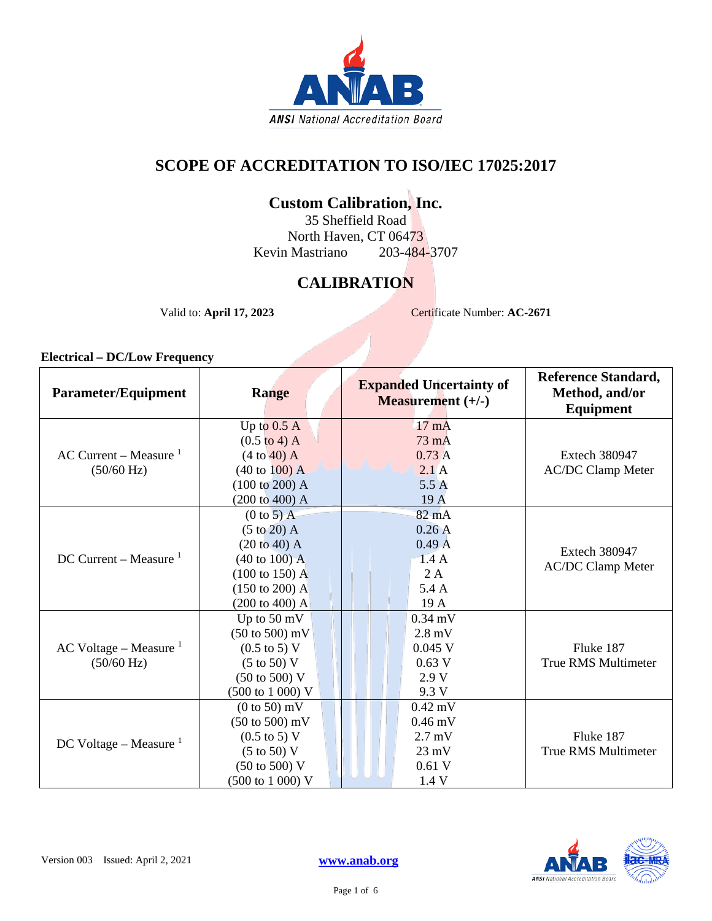# SCOPE OF ACCREDITATION TO ISO/IEC 17025:2017

## Custom Calibration, Inc.

35 Sheffield Road
North Haven, CT 06473
Kevin Mastriano 203-484-3707

## CALIBRATION

Valid to: **April 17, 2023** Certificate Number: **AC-2671**

### Electrical – DC/Low Frequency

| Parameter/Equipment | Range | Expanded Uncertainty of Measurement (+/-) | Reference Standard, Method, and/or Equipment |
|---|---|---|---|
| AC Current – Measure [1] (50/60 Hz) | Up to 0.5 A | 17 mA | Extech 380947 AC/DC Clamp Meter |
| | (0.5 to 4) A | 73 mA | |
| | (4 to 40) A | 0.73 A | |
| | (40 to 100) A | 2.1 A | |
| | (100 to 200) A | 5.5 A | |
| | (200 to 400) A | 19 A | |
| DC Current – Measure [1] | (0 to 5) A | 82 mA | Extech 380947 AC/DC Clamp Meter |
| | (5 to 20) A | 0.26 A | |
| | (20 to 40) A | 0.49 A | |
| | (40 to 100) A | 1.4 A | |
| | (100 to 150) A | 2 A | |
| | (150 to 200) A | 5.4 A | |
| | (200 to 400) A | 19 A | |
| AC Voltage – Measure [1] (50/60 Hz) | Up to 50 mV | 0.34 mV | Fluke 187 True RMS Multimeter |
| | (50 to 500) mV | 2.8 mV | |
| | (0.5 to 5) V | 0.045 V | |
| | (5 to 50) V | 0.63 V | |
| | (50 to 500) V | 2.9 V | |
| | (500 to 1 000) V | 9.3 V | |
| DC Voltage – Measure [1] | (0 to 50) mV | 0.42 mV | Fluke 187 True RMS Multimeter |
| | (50 to 500) mV | 0.46 mV | |
| | (0.5 to 5) V | 2.7 mV | |
| | (5 to 50) V | 23 mV | |
| | (50 to 500) V | 0.61 V | |
| | (500 to 1 000) V | 1.4 V | |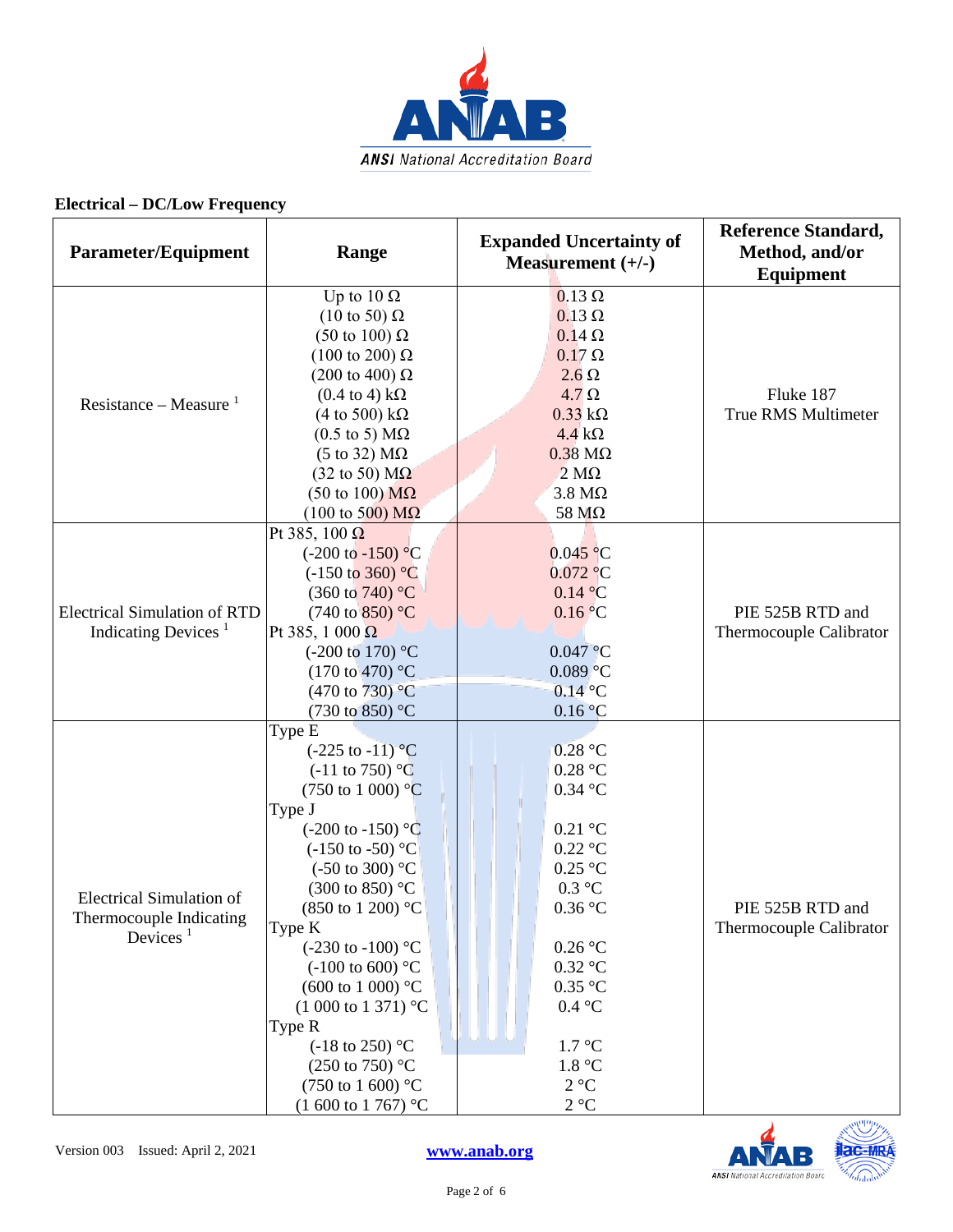## Electrical – DC/Low Frequency

| Parameter/Equipment | Range | Expanded Uncertainty of Measurement (+/-) | Reference Standard, Method, and/or Equipment |
|---|---|---|---|
| Resistance – Measure [1] | Up to 10 Ω | 0.13 Ω | Fluke 187 True RMS Multimeter |
| | (10 to 50) Ω | 0.13 Ω | |
| | (50 to 100) Ω | 0.14 Ω | |
| | (100 to 200) Ω | 0.17 Ω | |
| | (200 to 400) Ω | 2.6 Ω | |
| | (0.4 to 4) kΩ | 4.7 Ω | |
| | (4 to 500) kΩ | 0.33 kΩ | |
| | (0.5 to 5) MΩ | 4.4 kΩ | |
| | (5 to 32) MΩ | 0.38 MΩ | |
| | (32 to 50) MΩ | 2 MΩ | |
| | (50 to 100) MΩ | 3.8 MΩ | |
| | (100 to 500) MΩ | 58 MΩ | |
| Electrical Simulation of RTD Indicating Devices [1] | Pt 385, 100 Ω | | PIE 525B RTD and Thermocouple Calibrator |
| | (-200 to -150) °C | 0.045 °C | |
| | (-150 to 360) °C | 0.072 °C | |
| | (360 to 740) °C | 0.14 °C | |
| | (740 to 850) °C | 0.16 °C | |
| | Pt 385, 1 000 Ω | | |
| | (-200 to 170) °C | 0.047 °C | |
| | (170 to 470) °C | 0.089 °C | |
| | (470 to 730) °C | 0.14 °C | |
| | (730 to 850) °C | 0.16 °C | |
| Electrical Simulation of Thermocouple Indicating Devices [1] | Type E | | PIE 525B RTD and Thermocouple Calibrator |
| | (-225 to -11) °C | 0.28 °C | |
| | (-11 to 750) °C | 0.28 °C | |
| | (750 to 1 000) °C | 0.34 °C | |
| | Type J | | |
| | (-200 to -150) °C | 0.21 °C | |
| | (-150 to -50) °C | 0.22 °C | |
| | (-50 to 300) °C | 0.25 °C | |
| | (300 to 850) °C | 0.3 °C | |
| | (850 to 1 200) °C | 0.36 °C | |
| | Type K | | |
| | (-230 to -100) °C | 0.26 °C | |
| | (-100 to 600) °C | 0.32 °C | |
| | (600 to 1 000) °C | 0.35 °C | |
| | (1 000 to 1 371) °C | 0.4 °C | |
| | Type R | | |
| | (-18 to 250) °C | 1.7 °C | |
| | (250 to 750) °C | 1.8 °C | |
| | (750 to 1 600) °C | 2 °C | |
| | (1 600 to 1 767) °C | 2 °C | |

Version 003 Issued: April 2, 2021 www.anab.org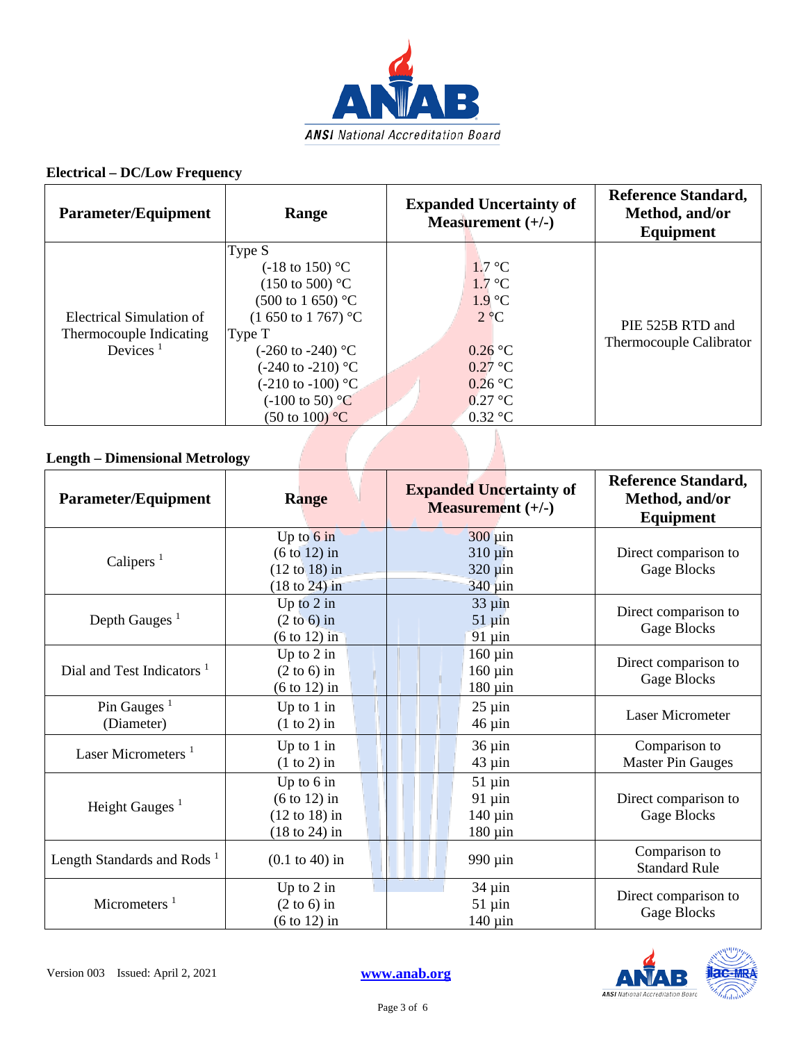## Electrical – DC/Low Frequency

| Parameter/Equipment | Range | Expanded Uncertainty of Measurement (+/-) | Reference Standard, Method, and/or Equipment |
|---|---|---|---|
| Electrical Simulation of Thermocouple Indicating Devices [1] | Type S<br>(-18 to 150) °C<br>(150 to 500) °C<br>(500 to 1 650) °C<br>(1 650 to 1 767) °C<br>Type T<br>(-260 to -240) °C<br>(-240 to -210) °C<br>(-210 to -100) °C<br>(-100 to 50) °C<br>(50 to 100) °C | <br>1.7 °C<br>1.7 °C<br>1.9 °C<br>2 °C<br><br>0.26 °C<br>0.27 °C<br>0.26 °C<br>0.27 °C<br>0.32 °C | PIE 525B RTD and Thermocouple Calibrator |

## Length – Dimensional Metrology

| Parameter/Equipment | Range | Expanded Uncertainty of Measurement (+/-) | Reference Standard, Method, and/or Equipment |
|---|---|---|---|
| Calipers [1] | Up to 6 in<br>(6 to 12) in<br>(12 to 18) in<br>(18 to 24) in | 300 µin<br>310 µin<br>320 µin<br>340 µin | Direct comparison to Gage Blocks |
| Depth Gauges [1] | Up to 2 in<br>(2 to 6) in<br>(6 to 12) in | 33 µin<br>51 µin<br>91 µin | Direct comparison to Gage Blocks |
| Dial and Test Indicators [1] | Up to 2 in<br>(2 to 6) in<br>(6 to 12) in | 160 µin<br>160 µin<br>180 µin | Direct comparison to Gage Blocks |
| Pin Gauges [1]<br>(Diameter) | Up to 1 in<br>(1 to 2) in | 25 µin<br>46 µin | Laser Micrometer |
| Laser Micrometers [1] | Up to 1 in<br>(1 to 2) in | 36 µin<br>43 µin | Comparison to Master Pin Gauges |
| Height Gauges [1] | Up to 6 in<br>(6 to 12) in<br>(12 to 18) in<br>(18 to 24) in | 51 µin<br>91 µin<br>140 µin<br>180 µin | Direct comparison to Gage Blocks |
| Length Standards and Rods [1] | (0.1 to 40) in | 990 µin | Comparison to Standard Rule |
| Micrometers [1] | Up to 2 in<br>(2 to 6) in<br>(6 to 12) in | 34 µin<br>51 µin<br>140 µin | Direct comparison to Gage Blocks |

Version 003 Issued: April 2, 2021 www.anab.org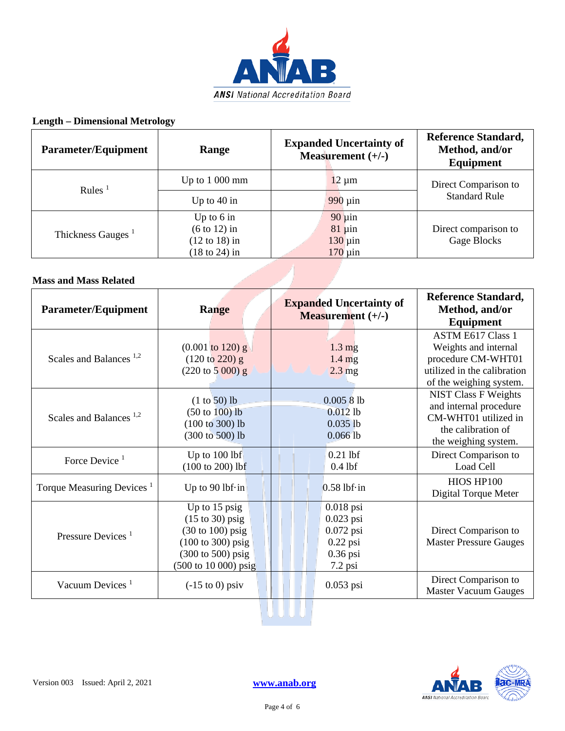### Length – Dimensional Metrology

| Parameter/Equipment | Range | Expanded Uncertainty of Measurement (+/-) | Reference Standard, Method, and/or Equipment |
|---|---|---|---|
| Rules [1] | Up to 1 000 mm | 12 µm | Direct Comparison to Standard Rule |
| | Up to 40 in | 990 µin | |
| Thickness Gauges [1] | Up to 6 in<br>(6 to 12) in<br>(12 to 18) in<br>(18 to 24) in | 90 µin<br>81 µin<br>130 µin<br>170 µin | Direct comparison to Gage Blocks |

### Mass and Mass Related

| Parameter/Equipment | Range | Expanded Uncertainty of Measurement (+/-) | Reference Standard, Method, and/or Equipment |
|---|---|---|---|
| Scales and Balances [1,2] | (0.001 to 120) g<br>(120 to 220) g<br>(220 to 5 000) g | 1.3 mg<br>1.4 mg<br>2.3 mg | ASTM E617 Class 1 Weights and internal procedure CM-WHT01 utilized in the calibration of the weighing system. |
| Scales and Balances [1,2] | (1 to 50) lb<br>(50 to 100) lb<br>(100 to 300) lb<br>(300 to 500) lb | 0.005 8 lb<br>0.012 lb<br>0.035 lb<br>0.066 lb | NIST Class F Weights and internal procedure CM-WHT01 utilized in the calibration of the weighing system. |
| Force Device [1] | Up to 100 lbf<br>(100 to 200) lbf | 0.21 lbf<br>0.4 lbf | Direct Comparison to Load Cell |
| Torque Measuring Devices [1] | Up to 90 lbf·in | 0.58 lbf·in | HIOS HP100 Digital Torque Meter |
| Pressure Devices [1] | Up to 15 psig<br>(15 to 30) psig<br>(30 to 100) psig<br>(100 to 300) psig<br>(300 to 500) psig<br>(500 to 10 000) psig | 0.018 psi<br>0.023 psi<br>0.072 psi<br>0.22 psi<br>0.36 psi<br>7.2 psi | Direct Comparison to Master Pressure Gauges |
| Vacuum Devices [1] | (-15 to 0) psiv | 0.053 psi | Direct Comparison to Master Vacuum Gauges |

Version 003 Issued: April 2, 2021 www.anab.org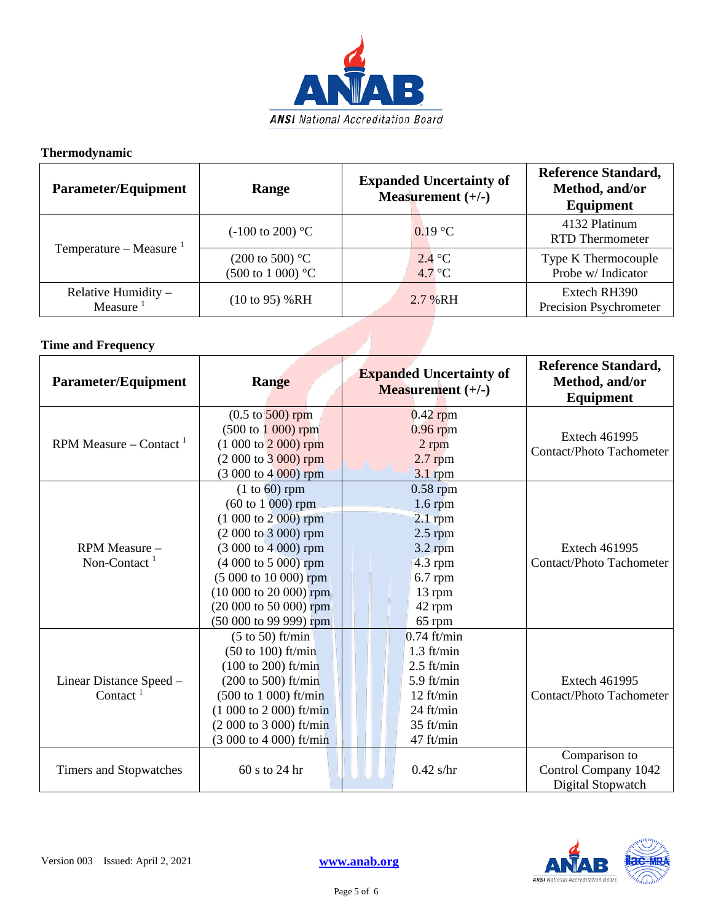### Thermodynamic

| Parameter/Equipment | Range | Expanded Uncertainty of Measurement (+/-) | Reference Standard, Method, and/or Equipment |
|---|---|---|---|
| Temperature – Measure [1] | (-100 to 200) °C | 0.19 °C | 4132 Platinum RTD Thermometer |
| | (200 to 500) °C<br>(500 to 1 000) °C | 2.4 °C<br>4.7 °C | Type K Thermocouple Probe w/ Indicator |
| Relative Humidity – Measure [1] | (10 to 95) %RH | 2.7 %RH | Extech RH390 Precision Psychrometer |

### Time and Frequency

| Parameter/Equipment | Range | Expanded Uncertainty of Measurement (+/-) | Reference Standard, Method, and/or Equipment |
|---|---|---|---|
| RPM Measure – Contact [1] | (0.5 to 500) rpm<br>(500 to 1 000) rpm<br>(1 000 to 2 000) rpm<br>(2 000 to 3 000) rpm<br>(3 000 to 4 000) rpm | 0.42 rpm<br>0.96 rpm<br>2 rpm<br>2.7 rpm<br>3.1 rpm | Extech 461995 Contact/Photo Tachometer |
| RPM Measure – Non-Contact [1] | (1 to 60) rpm<br>(60 to 1 000) rpm<br>(1 000 to 2 000) rpm<br>(2 000 to 3 000) rpm<br>(3 000 to 4 000) rpm<br>(4 000 to 5 000) rpm<br>(5 000 to 10 000) rpm<br>(10 000 to 20 000) rpm<br>(20 000 to 50 000) rpm<br>(50 000 to 99 999) rpm | 0.58 rpm<br>1.6 rpm<br>2.1 rpm<br>2.5 rpm<br>3.2 rpm<br>4.3 rpm<br>6.7 rpm<br>13 rpm<br>42 rpm<br>65 rpm | Extech 461995 Contact/Photo Tachometer |
| Linear Distance Speed – Contact [1] | (5 to 50) ft/min<br>(50 to 100) ft/min<br>(100 to 200) ft/min<br>(200 to 500) ft/min<br>(500 to 1 000) ft/min<br>(1 000 to 2 000) ft/min<br>(2 000 to 3 000) ft/min<br>(3 000 to 4 000) ft/min | 0.74 ft/min<br>1.3 ft/min<br>2.5 ft/min<br>5.9 ft/min<br>12 ft/min<br>24 ft/min<br>35 ft/min<br>47 ft/min | Extech 461995 Contact/Photo Tachometer |
| Timers and Stopwatches | 60 s to 24 hr | 0.42 s/hr | Comparison to Control Company 1042 Digital Stopwatch |

Version 003 Issued: April 2, 2021

www.anab.org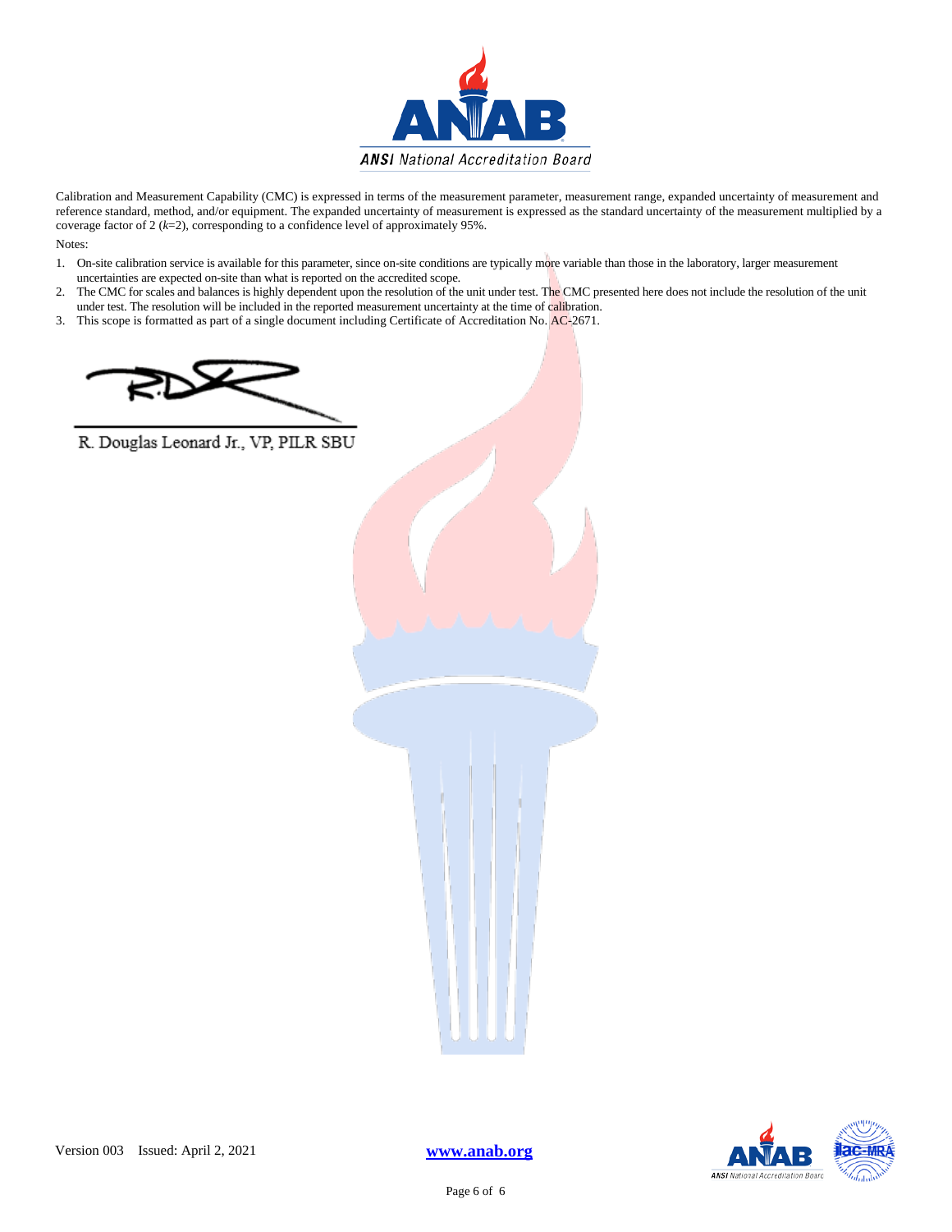Calibration and Measurement Capability (CMC) is expressed in terms of the measurement parameter, measurement range, expanded uncertainty of measurement and reference standard, method, and/or equipment. The expanded uncertainty of measurement is expressed as the standard uncertainty of the measurement multiplied by a coverage factor of 2 ($k$=2), corresponding to a confidence level of approximately 95%.

Notes:

1. On-site calibration service is available for this parameter, since on-site conditions are typically more variable than those in the laboratory, larger measurement uncertainties are expected on-site than what is reported on the accredited scope.
2. The CMC for scales and balances is highly dependent upon the resolution of the unit under test. The CMC presented here does not include the resolution of the unit under test. The resolution will be included in the reported measurement uncertainty at the time of calibration.
3. This scope is formatted as part of a single document including Certificate of Accreditation No. AC-2671.

R. Douglas Leonard Jr., VP, PILR SBU

Version 003 Issued: April 2, 2021

www.anab.org